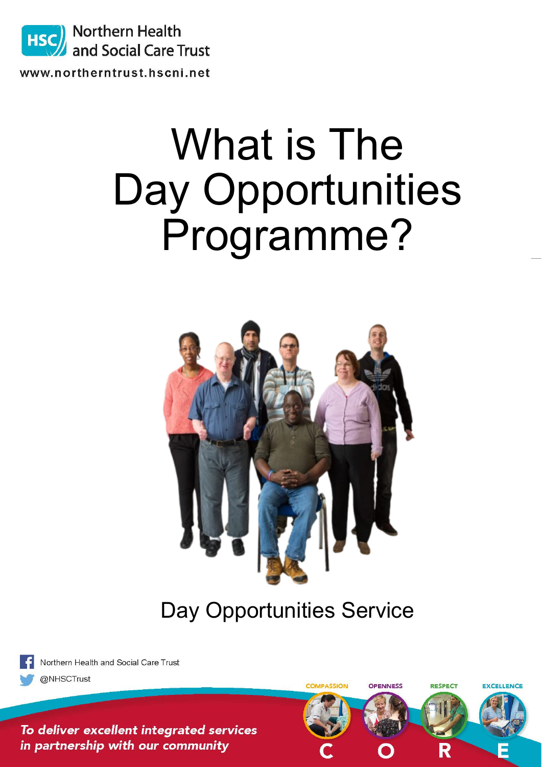Northern Health and Social Care Trust

www.northerntrust.hscni.net

# What is The Day Opportunities Programme?

Day Opportunities Service

Northern Health and Social Care Trust

@NHSCTrust

*To deliver excellent integrated services in partnership with our community*

COMPASSION OPENNESS RESPECT EXCELLENCE

C O R E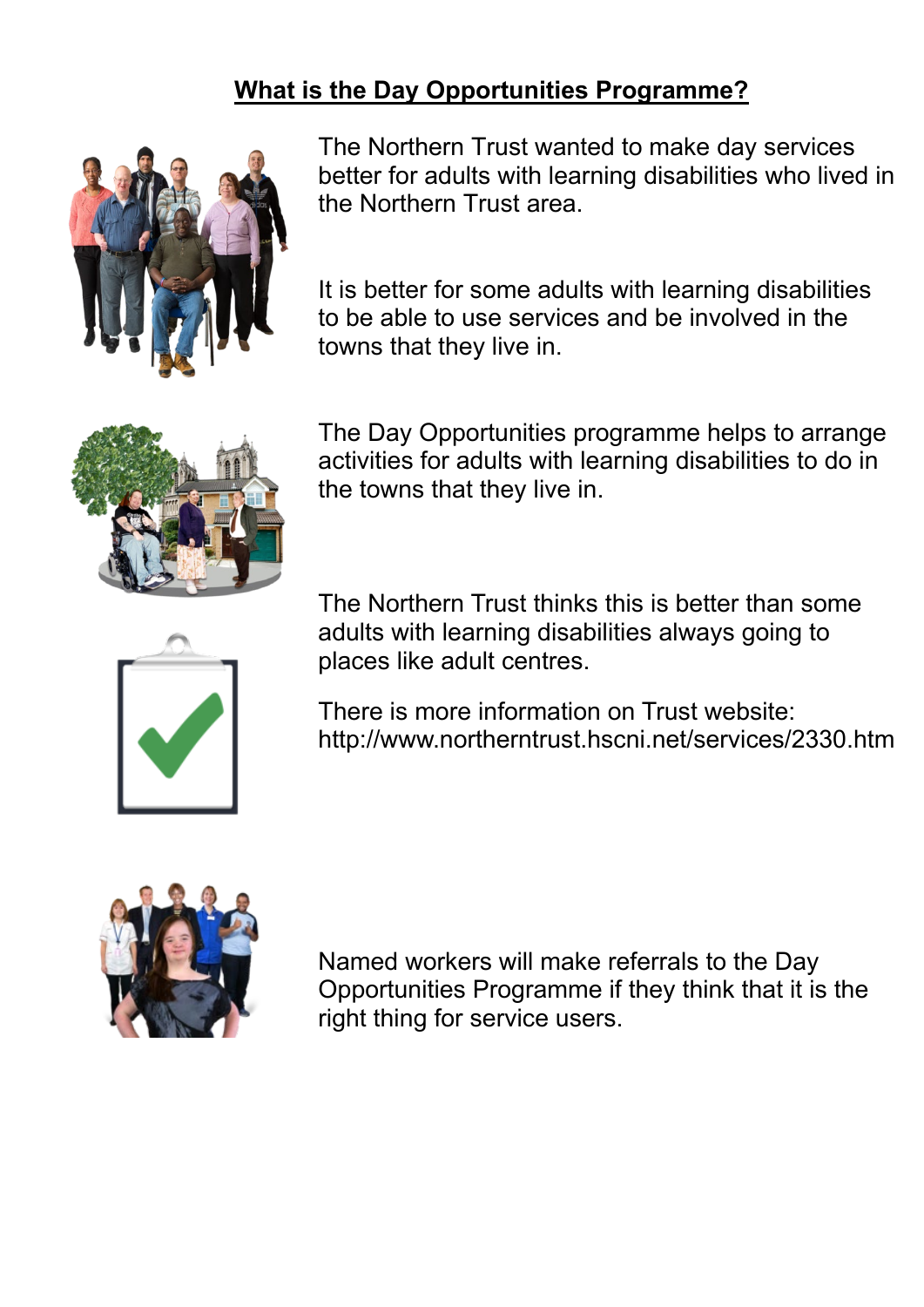## What is the Day Opportunities Programme?

The Northern Trust wanted to make day services better for adults with learning disabilities who lived in the Northern Trust area.

It is better for some adults with learning disabilities to be able to use services and be involved in the towns that they live in.

The Day Opportunities programme helps to arrange activities for adults with learning disabilities to do in the towns that they live in.

The Northern Trust thinks this is better than some adults with learning disabilities always going to places like adult centres.

There is more information on Trust website: http://www.northerntrust.hscni.net/services/2330.htm

Named workers will make referrals to the Day Opportunities Programme if they think that it is the right thing for service users.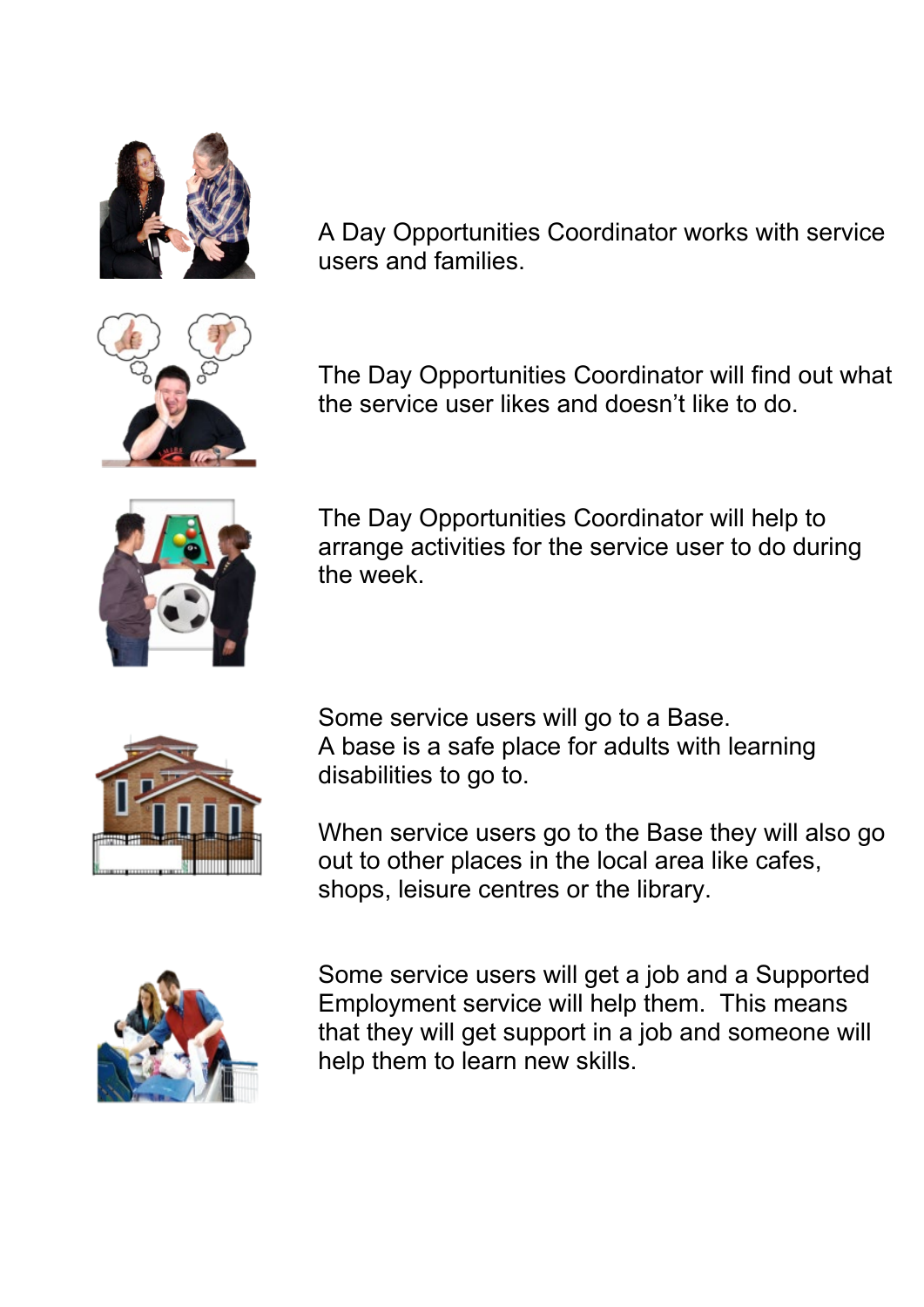A Day Opportunities Coordinator works with service users and families.

The Day Opportunities Coordinator will find out what the service user likes and doesn't like to do.

The Day Opportunities Coordinator will help to arrange activities for the service user to do during the week.

Some service users will go to a Base.
A base is a safe place for adults with learning disabilities to go to.

When service users go to the Base they will also go out to other places in the local area like cafes, shops, leisure centres or the library.

Some service users will get a job and a Supported Employment service will help them. This means that they will get support in a job and someone will help them to learn new skills.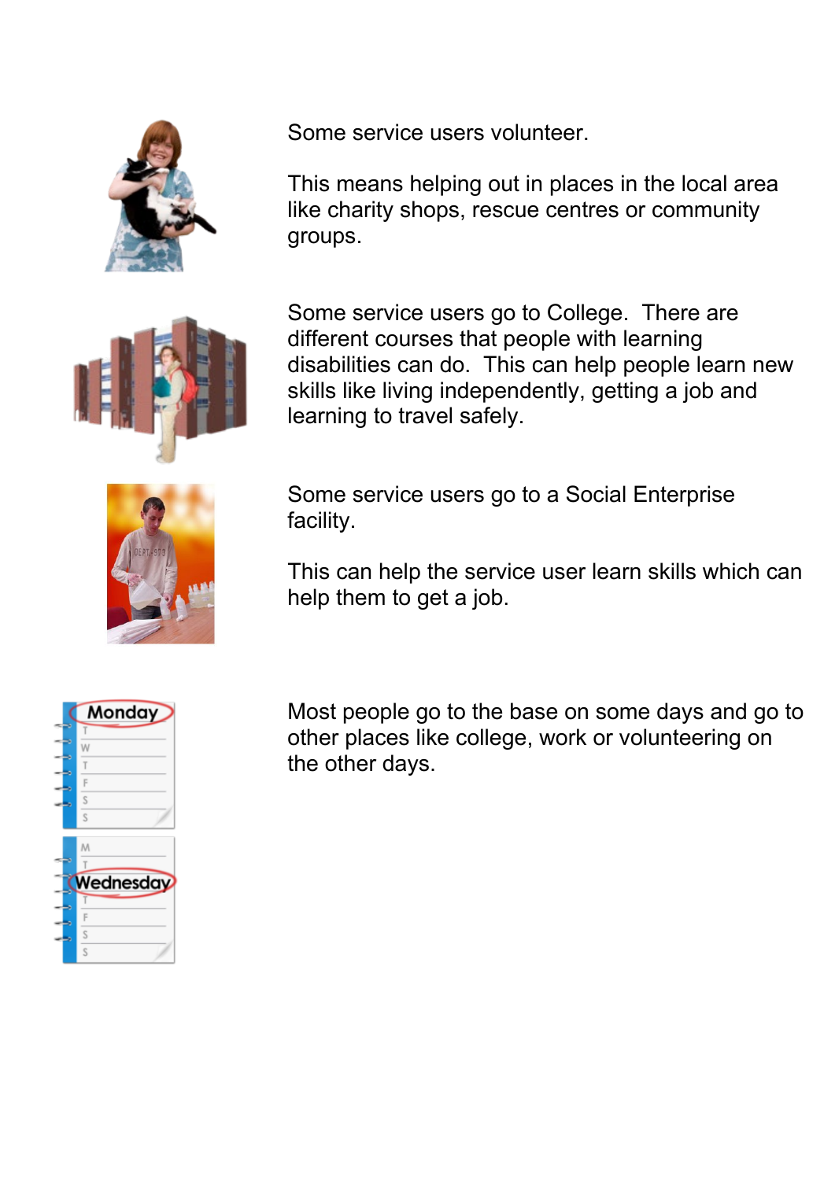Some service users volunteer.

This means helping out in places in the local area like charity shops, rescue centres or community groups.

Some service users go to College. There are different courses that people with learning disabilities can do. This can help people learn new skills like living independently, getting a job and learning to travel safely.

Some service users go to a Social Enterprise facility.

This can help the service user learn skills which can help them to get a job.

Most people go to the base on some days and go to other places like college, work or volunteering on the other days.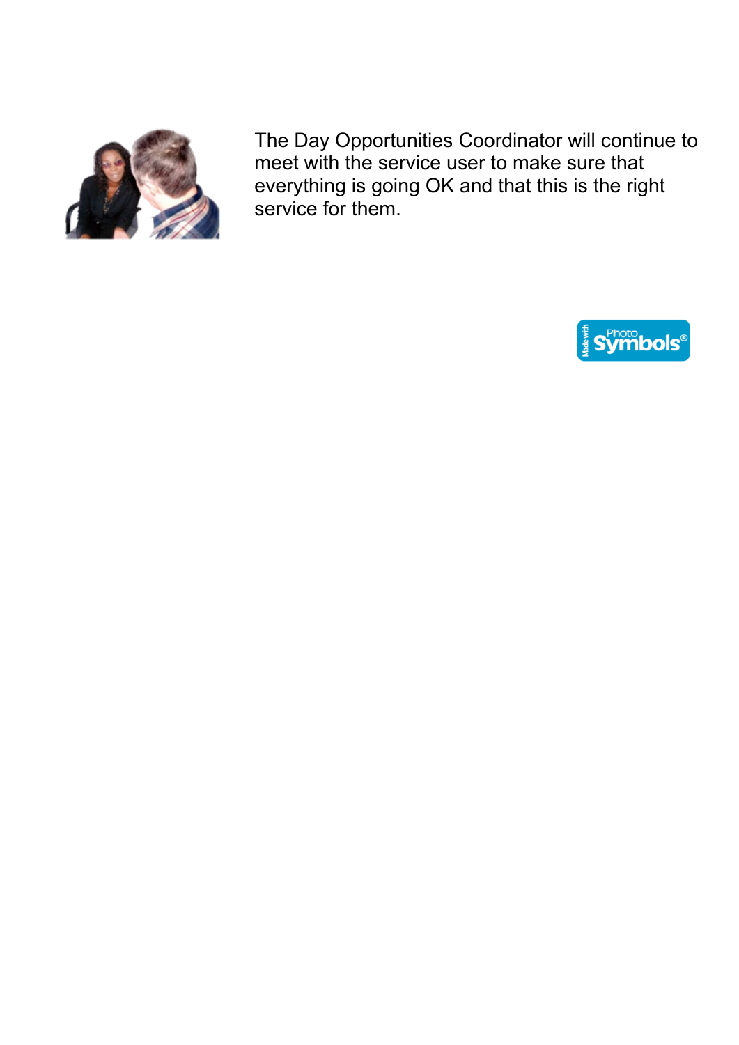The Day Opportunities Coordinator will continue to meet with the service user to make sure that everything is going OK and that this is the right service for them.